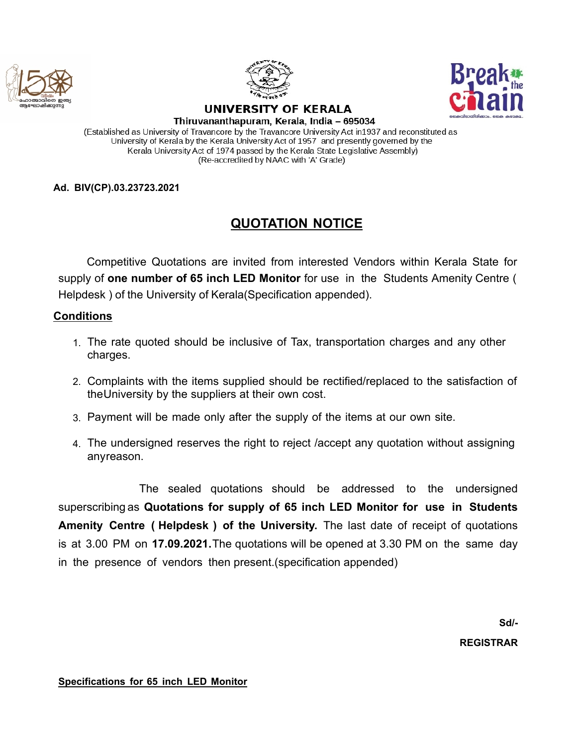# UNIVERSITY OF KERALA

**Thiruvananthapuram, Kerala, India – 695034**

(Established as University of Travancore by the Travancore University Act in1937 and reconstituted as University of Kerala by the Kerala University Act of 1957 and presently governed by the Kerala University Act of 1974 passed by the Kerala State Legislative Assembly)
(Re-accredited by NAAC with 'A' Grade)

**Ad. BIV(CP).03.23723.2021**

## QUOTATION NOTICE

Competitive Quotations are invited from interested Vendors within Kerala State for supply of **one number of 65 inch LED Monitor** for use in the Students Amenity Centre ( Helpdesk ) of the University of Kerala(Specification appended).

**Conditions**

1. The rate quoted should be inclusive of Tax, transportation charges and any other charges.
2. Complaints with the items supplied should be rectified/replaced to the satisfaction of theUniversity by the suppliers at their own cost.
3. Payment will be made only after the supply of the items at our own site.
4. The undersigned reserves the right to reject /accept any quotation without assigning anyreason.

The sealed quotations should be addressed to the undersigned superscribing as **Quotations for supply of 65 inch LED Monitor for use in Students Amenity Centre ( Helpdesk ) of the University.** The last date of receipt of quotations is at 3.00 PM on **17.09.2021.** The quotations will be opened at 3.30 PM on the same day in the presence of vendors then present.(specification appended)

**Sd/-**

**REGISTRAR**

**Specifications for 65 inch LED Monitor**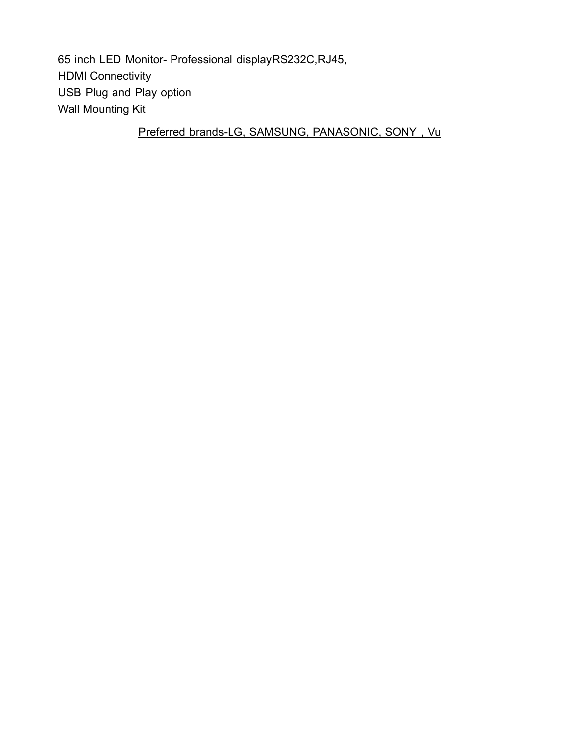65 inch LED Monitor- Professional displayRS232C,RJ45,

HDMI Connectivity

USB Plug and Play option

Wall Mounting Kit

<u>Preferred brands-LG, SAMSUNG, PANASONIC, SONY , Vu</u>